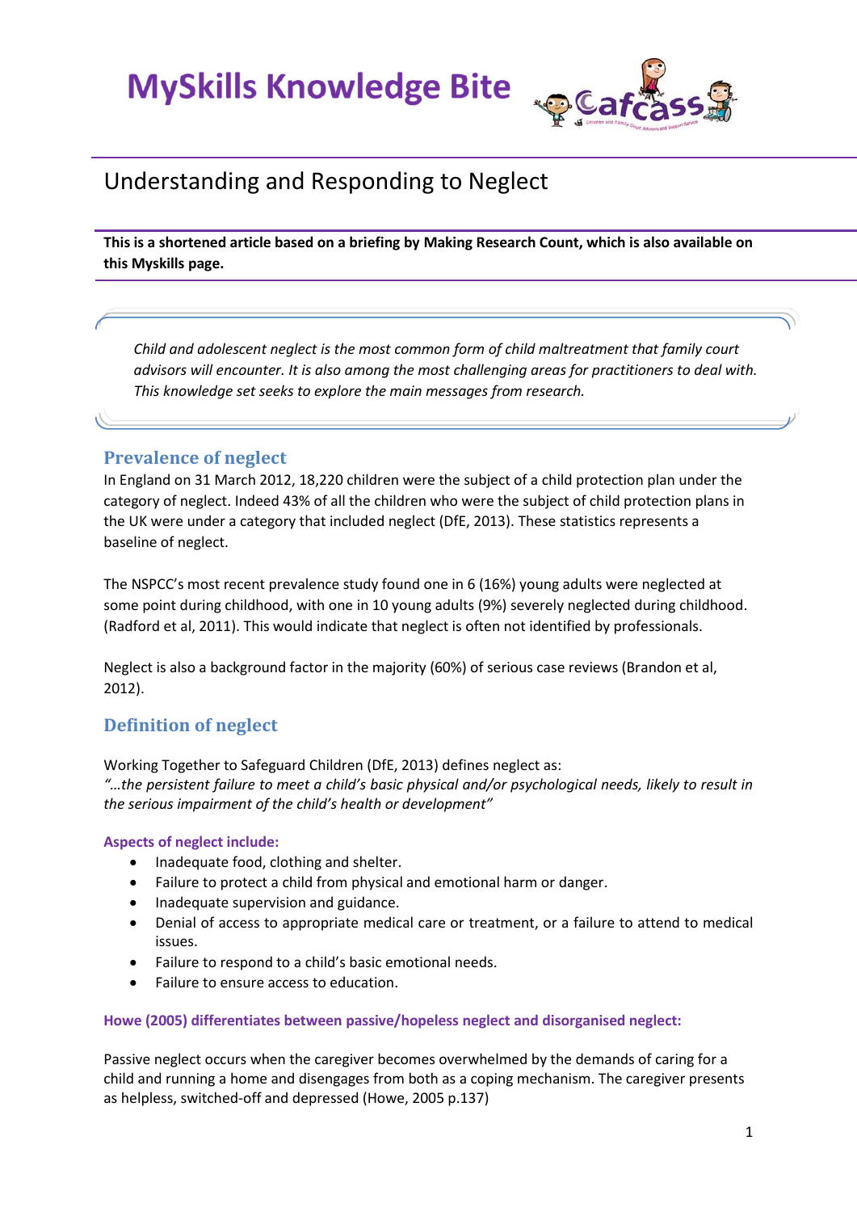# MySkills Knowledge Bite

## Understanding and Responding to Neglect

**This is a shortened article based on a briefing by Making Research Count, which is also available on this Myskills page.**

*Child and adolescent neglect is the most common form of child maltreatment that family court advisors will encounter. It is also among the most challenging areas for practitioners to deal with. This knowledge set seeks to explore the main messages from research.*

### Prevalence of neglect

In England on 31 March 2012, 18,220 children were the subject of a child protection plan under the category of neglect. Indeed 43% of all the children who were the subject of child protection plans in the UK were under a category that included neglect (DfE, 2013). These statistics represents a baseline of neglect.

The NSPCC's most recent prevalence study found one in 6 (16%) young adults were neglected at some point during childhood, with one in 10 young adults (9%) severely neglected during childhood. (Radford et al, 2011). This would indicate that neglect is often not identified by professionals.

Neglect is also a background factor in the majority (60%) of serious case reviews (Brandon et al, 2012).

### Definition of neglect

Working Together to Safeguard Children (DfE, 2013) defines neglect as:
*"…the persistent failure to meet a child's basic physical and/or psychological needs, likely to result in the serious impairment of the child's health or development"*

#### Aspects of neglect include:

- Inadequate food, clothing and shelter.
- Failure to protect a child from physical and emotional harm or danger.
- Inadequate supervision and guidance.
- Denial of access to appropriate medical care or treatment, or a failure to attend to medical issues.
- Failure to respond to a child's basic emotional needs.
- Failure to ensure access to education.

#### Howe (2005) differentiates between passive/hopeless neglect and disorganised neglect:

Passive neglect occurs when the caregiver becomes overwhelmed by the demands of caring for a child and running a home and disengages from both as a coping mechanism. The caregiver presents as helpless, switched-off and depressed (Howe, 2005 p.137)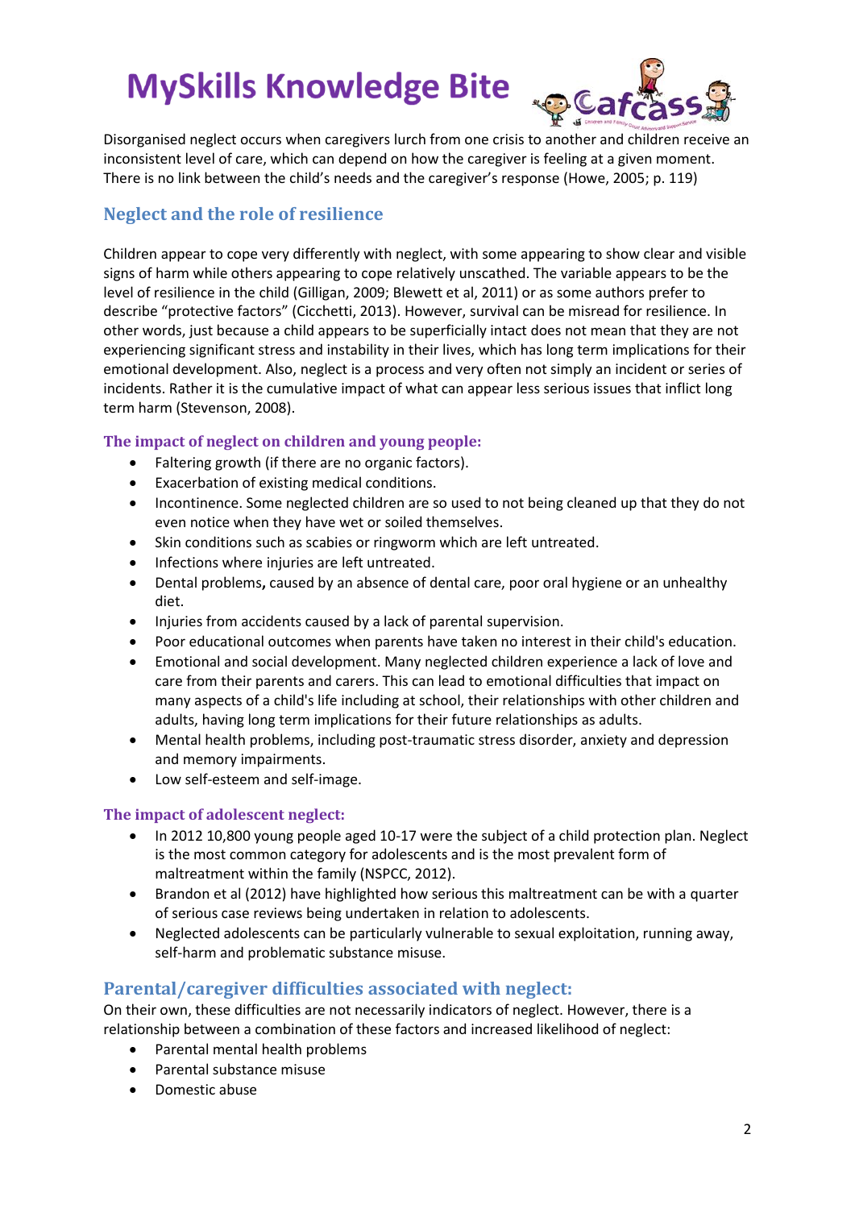Disorganised neglect occurs when caregivers lurch from one crisis to another and children receive an inconsistent level of care, which can depend on how the caregiver is feeling at a given moment. There is no link between the child's needs and the caregiver's response (Howe, 2005; p. 119)

## Neglect and the role of resilience

Children appear to cope very differently with neglect, with some appearing to show clear and visible signs of harm while others appearing to cope relatively unscathed. The variable appears to be the level of resilience in the child (Gilligan, 2009; Blewett et al, 2011) or as some authors prefer to describe "protective factors" (Cicchetti, 2013). However, survival can be misread for resilience. In other words, just because a child appears to be superficially intact does not mean that they are not experiencing significant stress and instability in their lives, which has long term implications for their emotional development. Also, neglect is a process and very often not simply an incident or series of incidents. Rather it is the cumulative impact of what can appear less serious issues that inflict long term harm (Stevenson, 2008).

### The impact of neglect on children and young people:

- Faltering growth (if there are no organic factors).
- Exacerbation of existing medical conditions.
- Incontinence. Some neglected children are so used to not being cleaned up that they do not even notice when they have wet or soiled themselves.
- Skin conditions such as scabies or ringworm which are left untreated.
- Infections where injuries are left untreated.
- Dental problems**,** caused by an absence of dental care, poor oral hygiene or an unhealthy diet.
- Injuries from accidents caused by a lack of parental supervision.
- Poor educational outcomes when parents have taken no interest in their child's education.
- Emotional and social development. Many neglected children experience a lack of love and care from their parents and carers. This can lead to emotional difficulties that impact on many aspects of a child's life including at school, their relationships with other children and adults, having long term implications for their future relationships as adults.
- Mental health problems, including post-traumatic stress disorder, anxiety and depression and memory impairments.
- Low self-esteem and self-image.

### The impact of adolescent neglect:

- In 2012 10,800 young people aged 10-17 were the subject of a child protection plan. Neglect is the most common category for adolescents and is the most prevalent form of maltreatment within the family (NSPCC, 2012).
- Brandon et al (2012) have highlighted how serious this maltreatment can be with a quarter of serious case reviews being undertaken in relation to adolescents.
- Neglected adolescents can be particularly vulnerable to sexual exploitation, running away, self-harm and problematic substance misuse.

## Parental/caregiver difficulties associated with neglect:

On their own, these difficulties are not necessarily indicators of neglect. However, there is a relationship between a combination of these factors and increased likelihood of neglect:

- Parental mental health problems
- Parental substance misuse
- Domestic abuse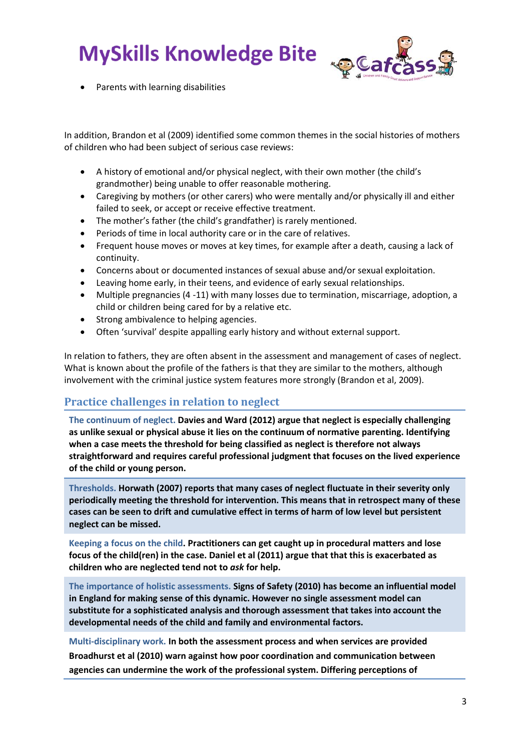- Parents with learning disabilities

In addition, Brandon et al (2009) identified some common themes in the social histories of mothers of children who had been subject of serious case reviews:

- A history of emotional and/or physical neglect, with their own mother (the child's grandmother) being unable to offer reasonable mothering.
- Caregiving by mothers (or other carers) who were mentally and/or physically ill and either failed to seek, or accept or receive effective treatment.
- The mother's father (the child's grandfather) is rarely mentioned.
- Periods of time in local authority care or in the care of relatives.
- Frequent house moves or moves at key times, for example after a death, causing a lack of continuity.
- Concerns about or documented instances of sexual abuse and/or sexual exploitation.
- Leaving home early, in their teens, and evidence of early sexual relationships.
- Multiple pregnancies (4 -11) with many losses due to termination, miscarriage, adoption, a child or children being cared for by a relative etc.
- Strong ambivalence to helping agencies.
- Often 'survival' despite appalling early history and without external support.

In relation to fathers, they are often absent in the assessment and management of cases of neglect. What is known about the profile of the fathers is that they are similar to the mothers, although involvement with the criminal justice system features more strongly (Brandon et al, 2009).

## Practice challenges in relation to neglect

**The continuum of neglect.** **Davies and Ward (2012) argue that neglect is especially challenging as unlike sexual or physical abuse it lies on the continuum of normative parenting. Identifying when a case meets the threshold for being classified as neglect is therefore not always straightforward and requires careful professional judgment that focuses on the lived experience of the child or young person.**

**Thresholds.** **Horwath (2007) reports that many cases of neglect fluctuate in their severity only periodically meeting the threshold for intervention. This means that in retrospect many of these cases can be seen to drift and cumulative effect in terms of harm of low level but persistent neglect can be missed.**

**Keeping a focus on the child.** **Practitioners can get caught up in procedural matters and lose focus of the child(ren) in the case. Daniel et al (2011) argue that that this is exacerbated as children who are neglected tend not to *ask* for help.**

**The importance of holistic assessments.** **Signs of Safety (2010) has become an influential model in England for making sense of this dynamic. However no single assessment model can substitute for a sophisticated analysis and thorough assessment that takes into account the developmental needs of the child and family and environmental factors.**

**Multi-disciplinary work.** **In both the assessment process and when services are provided Broadhurst et al (2010) warn against how poor coordination and communication between agencies can undermine the work of the professional system. Differing perceptions of**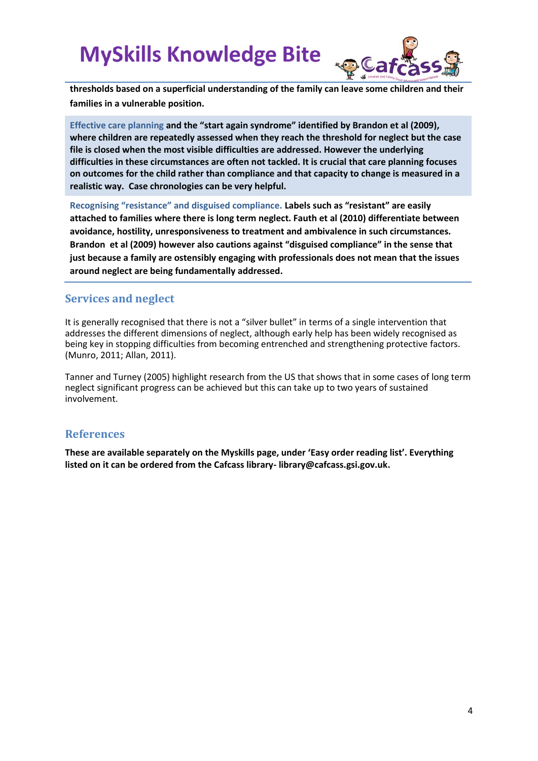**thresholds based on a superficial understanding of the family can leave some children and their families in a vulnerable position.**

**Effective care planning and the "start again syndrome" identified by Brandon et al (2009), where children are repeatedly assessed when they reach the threshold for neglect but the case file is closed when the most visible difficulties are addressed. However the underlying difficulties in these circumstances are often not tackled. It is crucial that care planning focuses on outcomes for the child rather than compliance and that capacity to change is measured in a realistic way. Case chronologies can be very helpful.**

**Recognising "resistance" and disguised compliance. Labels such as "resistant" are easily attached to families where there is long term neglect. Fauth et al (2010) differentiate between avoidance, hostility, unresponsiveness to treatment and ambivalence in such circumstances. Brandon et al (2009) however also cautions against "disguised compliance" in the sense that just because a family are ostensibly engaging with professionals does not mean that the issues around neglect are being fundamentally addressed.**

## Services and neglect

It is generally recognised that there is not a "silver bullet" in terms of a single intervention that addresses the different dimensions of neglect, although early help has been widely recognised as being key in stopping difficulties from becoming entrenched and strengthening protective factors. (Munro, 2011; Allan, 2011).

Tanner and Turney (2005) highlight research from the US that shows that in some cases of long term neglect significant progress can be achieved but this can take up to two years of sustained involvement.

## References

**These are available separately on the Myskills page, under 'Easy order reading list'. Everything listed on it can be ordered from the Cafcass library- library@cafcass.gsi.gov.uk.**